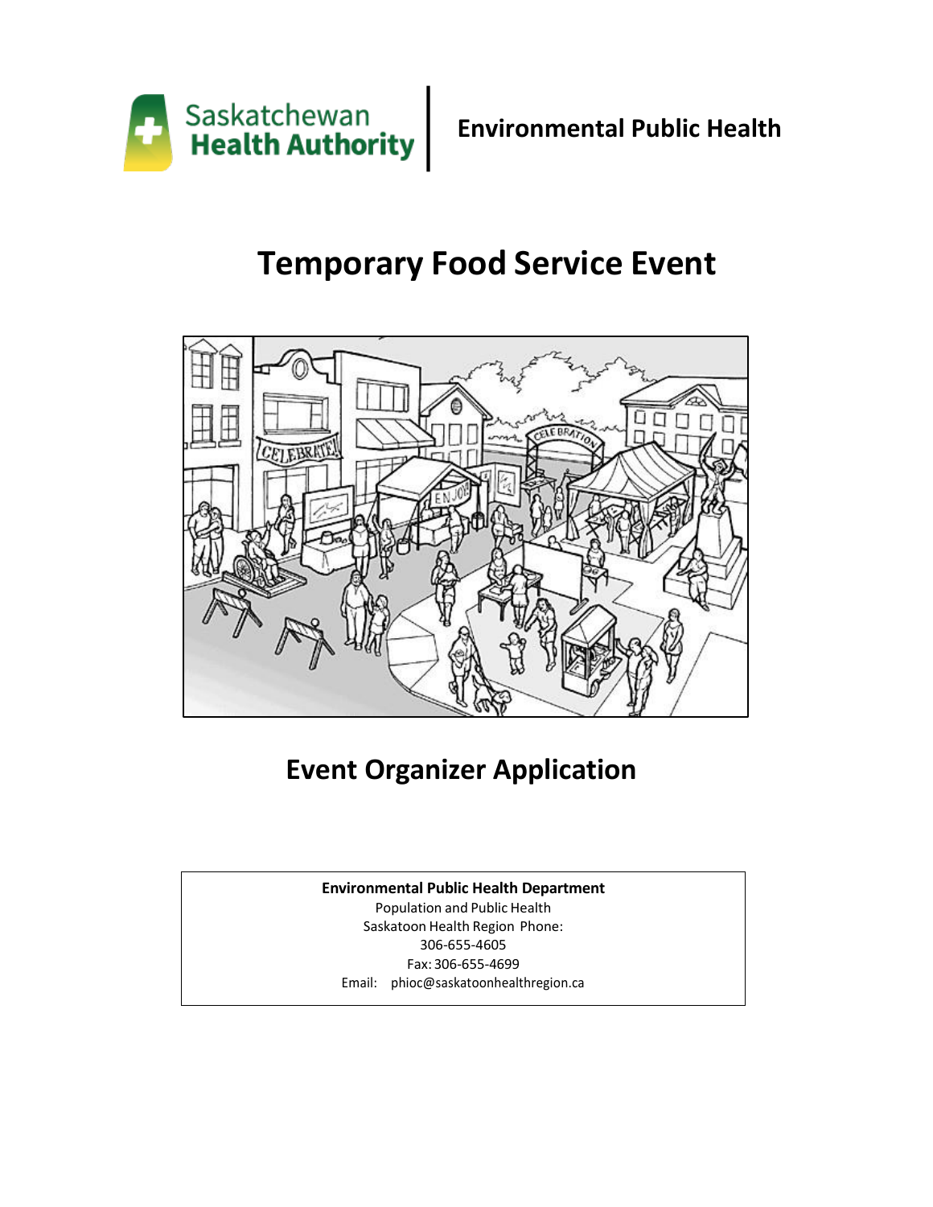Saskatchewan Health Authority | **Environmental Public Health**

# Temporary Food Service Event

## Event Organizer Application

**Environmental Public Health Department**
Population and Public Health
Saskatoon Health Region Phone:
306-655-4605
Fax: 306-655-4699
Email: phioc@saskatoonhealthregion.ca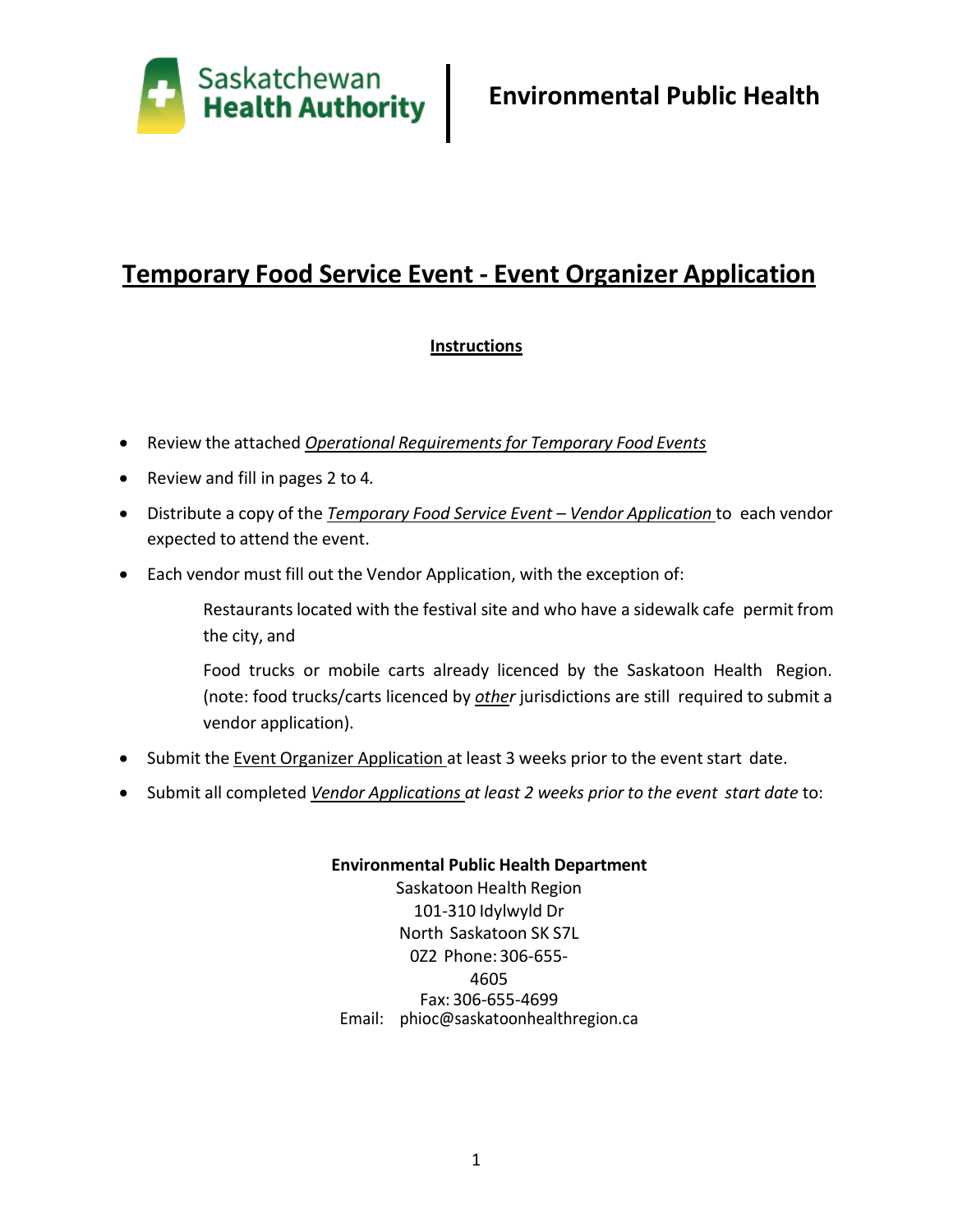Environmental Public Health

# Temporary Food Service Event - Event Organizer Application

## Instructions

- Review the attached *Operational Requirements for Temporary Food Events*
- Review and fill in pages 2 to 4.
- Distribute a copy of the *Temporary Food Service Event – Vendor Application* to each vendor expected to attend the event.
- Each vendor must fill out the Vendor Application, with the exception of:

  Restaurants located with the festival site and who have a sidewalk cafe permit from the city, and

  Food trucks or mobile carts already licenced by the Saskatoon Health Region. (note: food trucks/carts licenced by *other* jurisdictions are still required to submit a vendor application).

- Submit the Event Organizer Application at least 3 weeks prior to the event start date.
- Submit all completed *Vendor Applications at least 2 weeks prior to the event start date* to:

**Environmental Public Health Department**
Saskatoon Health Region
101-310 Idylwyld Dr
North Saskatoon SK S7L 0Z2
Phone: 306-655-4605
Fax: 306-655-4699
Email: phioc@saskatoonhealthregion.ca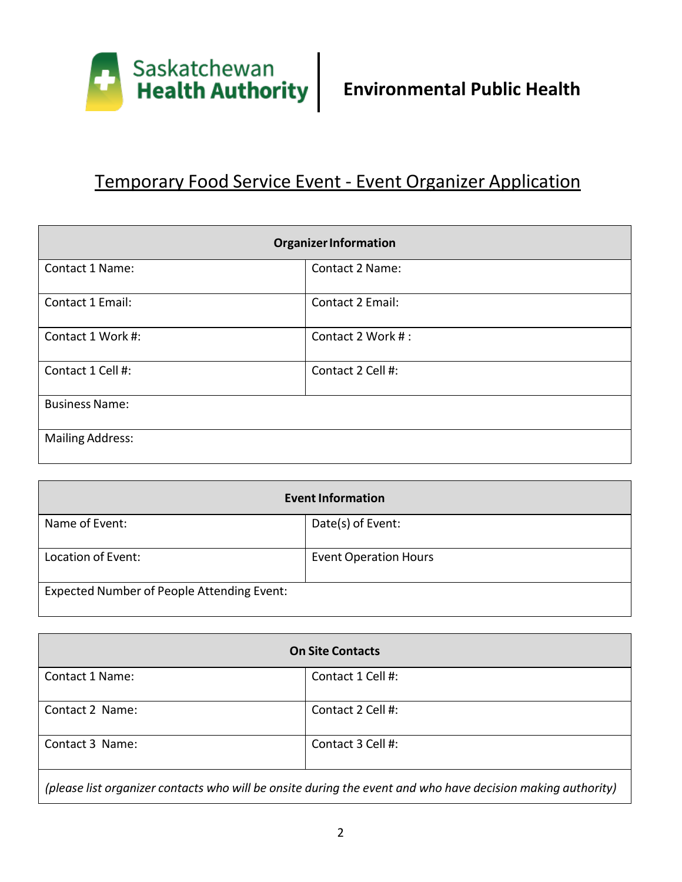Saskatchewan Health Authority | **Environmental Public Health**

# Temporary Food Service Event - Event Organizer Application

| **Organizer Information** | |
|---|---|
| Contact 1 Name: | Contact 2 Name: |
| Contact 1 Email: | Contact 2 Email: |
| Contact 1 Work #: | Contact 2 Work # : |
| Contact 1 Cell #: | Contact 2 Cell #: |
| Business Name: | |
| Mailing Address: | |

| **Event Information** | |
|---|---|
| Name of Event: | Date(s) of Event: |
| Location of Event: | Event Operation Hours |
| Expected Number of People Attending Event: | |

| **On Site Contacts** | |
|---|---|
| Contact 1 Name: | Contact 1 Cell #: |
| Contact 2 Name: | Contact 2 Cell #: |
| Contact 3 Name: | Contact 3 Cell #: |
| *(please list organizer contacts who will be onsite during the event and who have decision making authority)* | |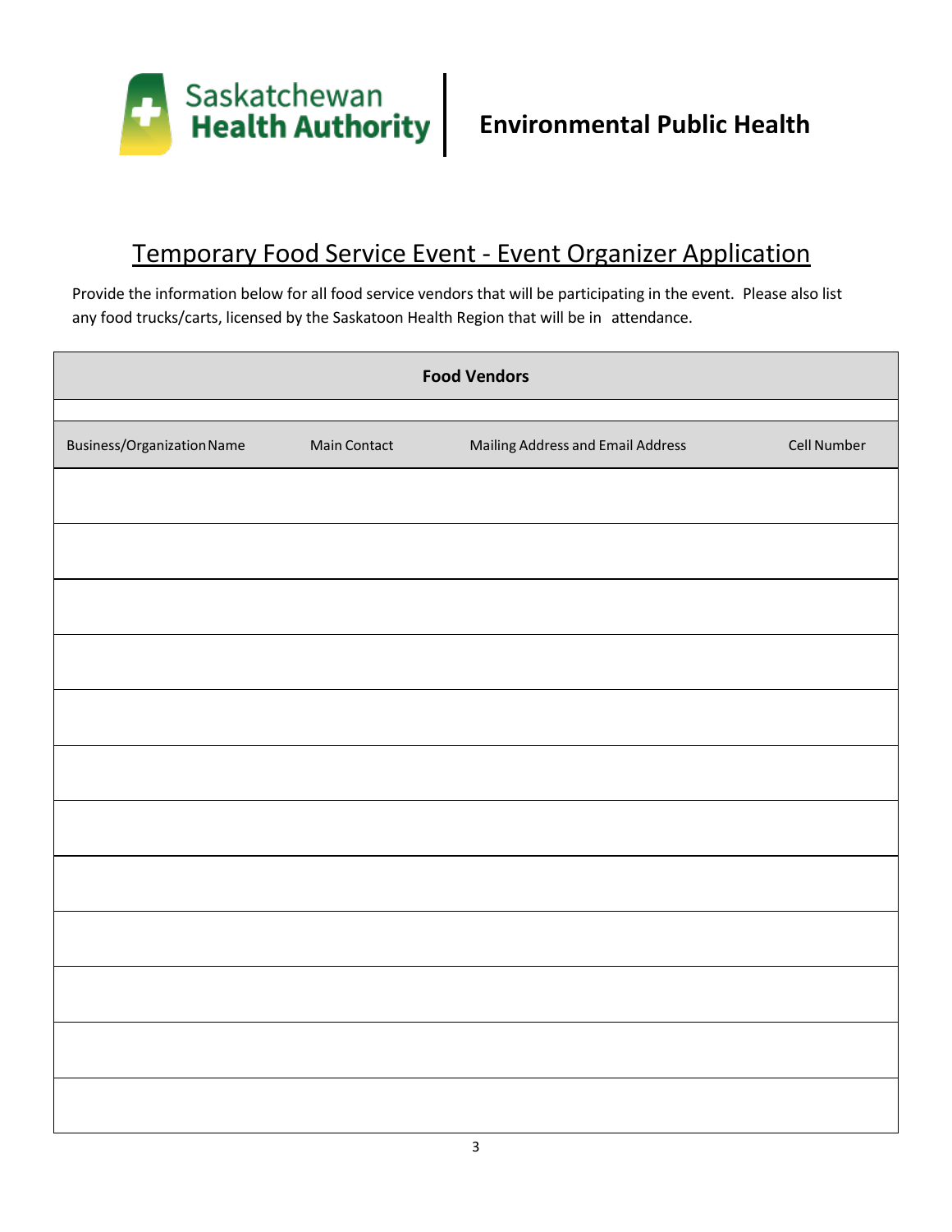Saskatchewan Health Authority | **Environmental Public Health**

# Temporary Food Service Event - Event Organizer Application

Provide the information below for all food service vendors that will be participating in the event. Please also list any food trucks/carts, licensed by the Saskatoon Health Region that will be in attendance.

| **Food Vendors** | | | |
|---|---|---|---|
| Business/Organization Name | Main Contact | Mailing Address and Email Address | Cell Number |
| | | | |
| | | | |
| | | | |
| | | | |
| | | | |
| | | | |
| | | | |
| | | | |
| | | | |
| | | | |
| | | | |
| | | | |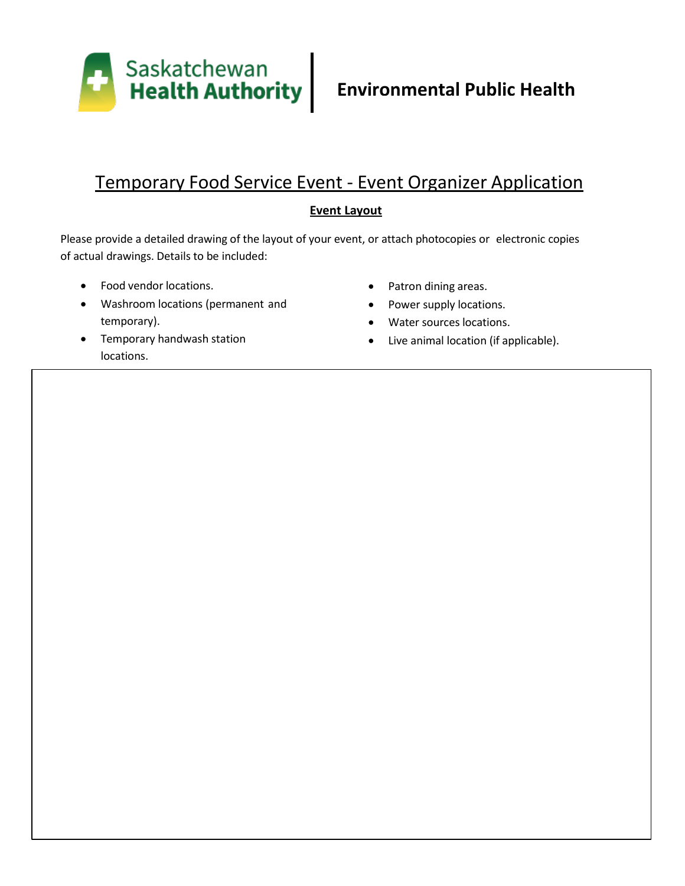Saskatchewan Health Authority | Environmental Public Health

# Temporary Food Service Event - Event Organizer Application

## Event Layout

Please provide a detailed drawing of the layout of your event, or attach photocopies or electronic copies of actual drawings. Details to be included:

- Food vendor locations.
- Washroom locations (permanent and temporary).
- Temporary handwash station locations.
- Patron dining areas.
- Power supply locations.
- Water sources locations.
- Live animal location (if applicable).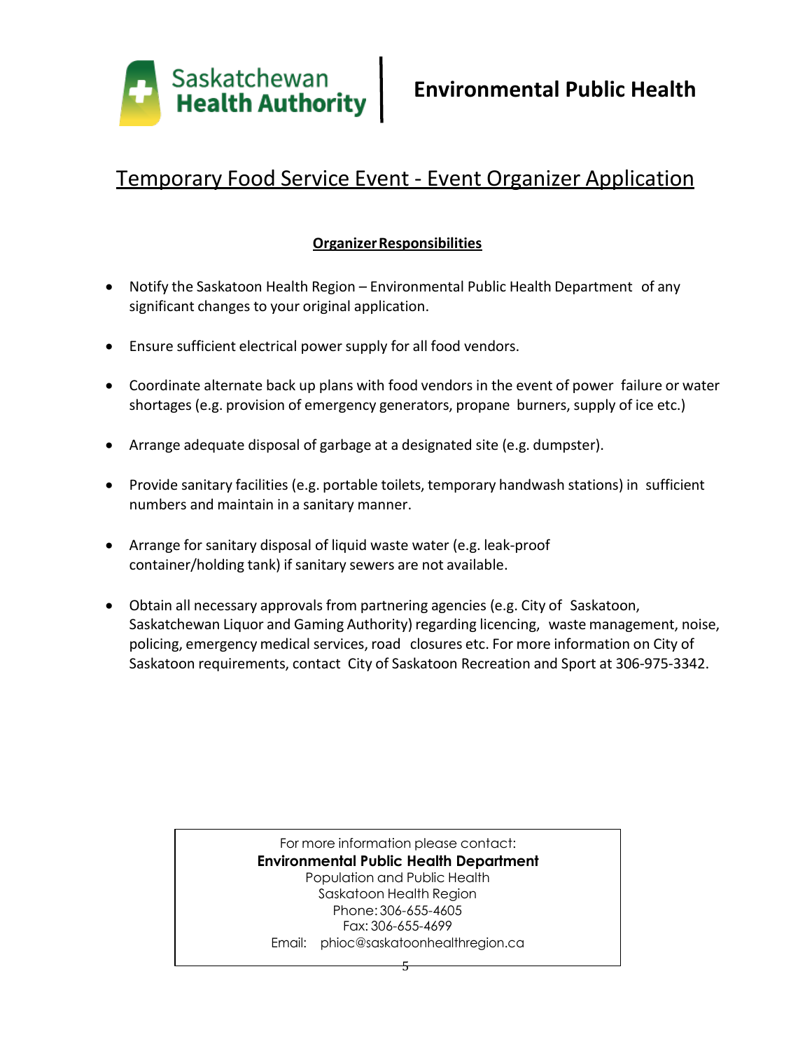Environmental Public Health

# Temporary Food Service Event - Event Organizer Application

**Organizer Responsibilities**

- Notify the Saskatoon Health Region – Environmental Public Health Department of any significant changes to your original application.
- Ensure sufficient electrical power supply for all food vendors.
- Coordinate alternate back up plans with food vendors in the event of power failure or water shortages (e.g. provision of emergency generators, propane burners, supply of ice etc.)
- Arrange adequate disposal of garbage at a designated site (e.g. dumpster).
- Provide sanitary facilities (e.g. portable toilets, temporary handwash stations) in sufficient numbers and maintain in a sanitary manner.
- Arrange for sanitary disposal of liquid waste water (e.g. leak-proof container/holding tank) if sanitary sewers are not available.
- Obtain all necessary approvals from partnering agencies (e.g. City of Saskatoon, Saskatchewan Liquor and Gaming Authority) regarding licencing, waste management, noise, policing, emergency medical services, road closures etc. For more information on City of Saskatoon requirements, contact City of Saskatoon Recreation and Sport at 306-975-3342.

For more information please contact:
**Environmental Public Health Department**
Population and Public Health
Saskatoon Health Region
Phone: 306-655-4605
Fax: 306-655-4699
Email: phioc@saskatoonhealthregion.ca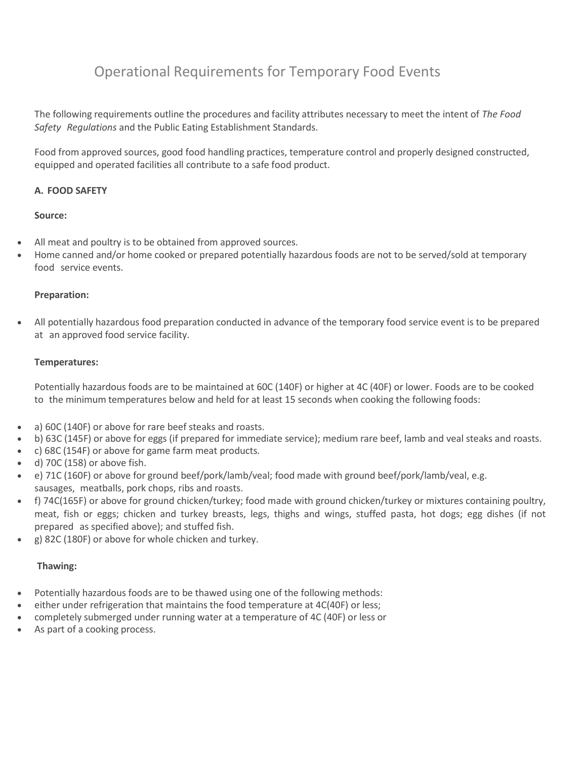# Operational Requirements for Temporary Food Events

The following requirements outline the procedures and facility attributes necessary to meet the intent of *The Food Safety Regulations* and the Public Eating Establishment Standards.

Food from approved sources, good food handling practices, temperature control and properly designed constructed, equipped and operated facilities all contribute to a safe food product.

## A. FOOD SAFETY

**Source:**

- All meat and poultry is to be obtained from approved sources.
- Home canned and/or home cooked or prepared potentially hazardous foods are not to be served/sold at temporary food service events.

**Preparation:**

- All potentially hazardous food preparation conducted in advance of the temporary food service event is to be prepared at an approved food service facility.

**Temperatures:**

Potentially hazardous foods are to be maintained at 60C (140F) or higher at 4C (40F) or lower. Foods are to be cooked to the minimum temperatures below and held for at least 15 seconds when cooking the following foods:

- a) 60C (140F) or above for rare beef steaks and roasts.
- b) 63C (145F) or above for eggs (if prepared for immediate service); medium rare beef, lamb and veal steaks and roasts.
- c) 68C (154F) or above for game farm meat products.
- d) 70C (158) or above fish.
- e) 71C (160F) or above for ground beef/pork/lamb/veal; food made with ground beef/pork/lamb/veal, e.g. sausages, meatballs, pork chops, ribs and roasts.
- f) 74C(165F) or above for ground chicken/turkey; food made with ground chicken/turkey or mixtures containing poultry, meat, fish or eggs; chicken and turkey breasts, legs, thighs and wings, stuffed pasta, hot dogs; egg dishes (if not prepared as specified above); and stuffed fish.
- g) 82C (180F) or above for whole chicken and turkey.

**Thawing:**

- Potentially hazardous foods are to be thawed using one of the following methods:
- either under refrigeration that maintains the food temperature at 4C(40F) or less;
- completely submerged under running water at a temperature of 4C (40F) or less or
- As part of a cooking process.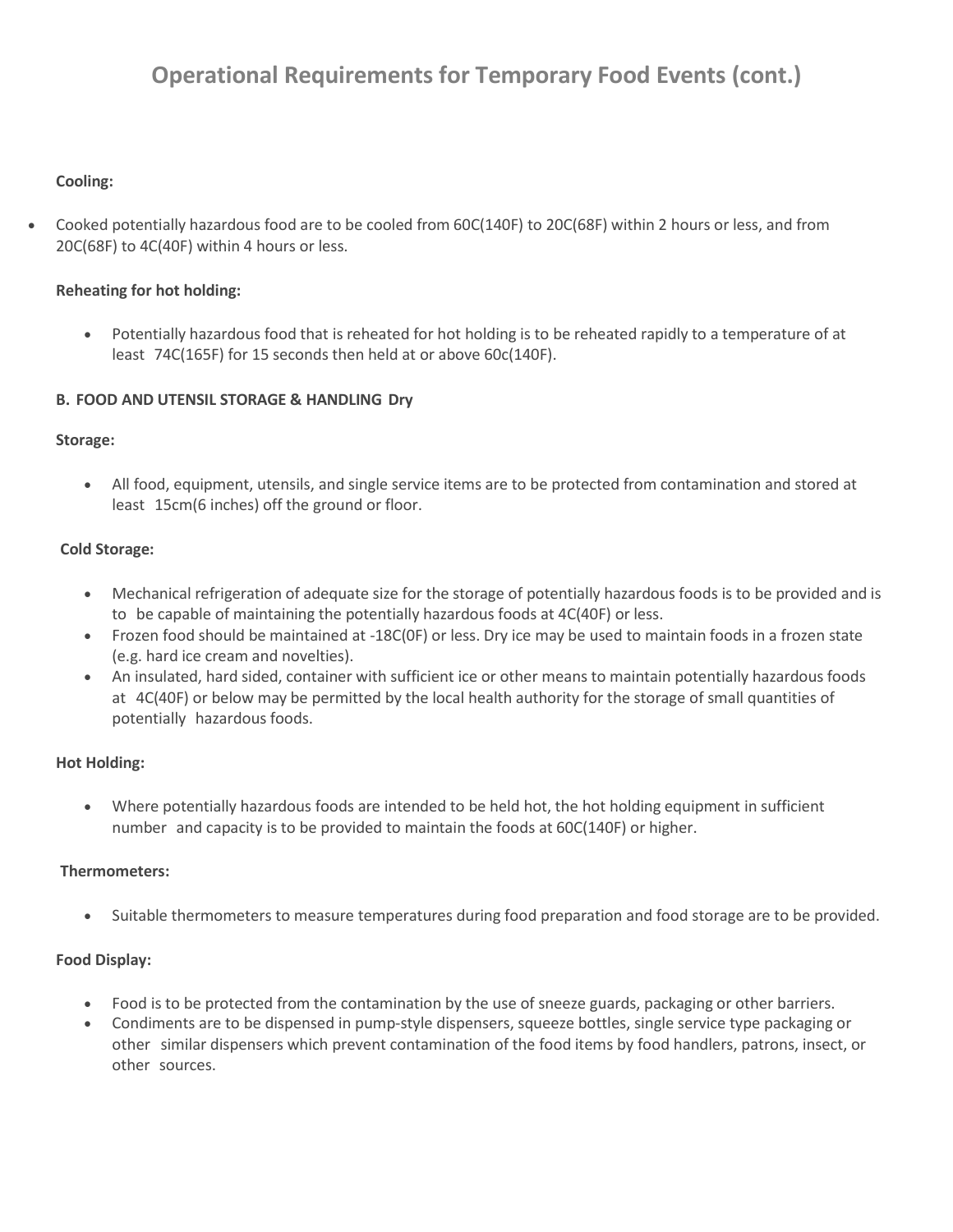# Operational Requirements for Temporary Food Events (cont.)

**Cooling:**

- Cooked potentially hazardous food are to be cooled from 60C(140F) to 20C(68F) within 2 hours or less, and from 20C(68F) to 4C(40F) within 4 hours or less.

**Reheating for hot holding:**

- Potentially hazardous food that is reheated for hot holding is to be reheated rapidly to a temperature of at least 74C(165F) for 15 seconds then held at or above 60c(140F).

**B. FOOD AND UTENSIL STORAGE & HANDLING Dry**

**Storage:**

- All food, equipment, utensils, and single service items are to be protected from contamination and stored at least 15cm(6 inches) off the ground or floor.

**Cold Storage:**

- Mechanical refrigeration of adequate size for the storage of potentially hazardous foods is to be provided and is to be capable of maintaining the potentially hazardous foods at 4C(40F) or less.
- Frozen food should be maintained at -18C(0F) or less. Dry ice may be used to maintain foods in a frozen state (e.g. hard ice cream and novelties).
- An insulated, hard sided, container with sufficient ice or other means to maintain potentially hazardous foods at 4C(40F) or below may be permitted by the local health authority for the storage of small quantities of potentially hazardous foods.

**Hot Holding:**

- Where potentially hazardous foods are intended to be held hot, the hot holding equipment in sufficient number and capacity is to be provided to maintain the foods at 60C(140F) or higher.

**Thermometers:**

- Suitable thermometers to measure temperatures during food preparation and food storage are to be provided.

**Food Display:**

- Food is to be protected from the contamination by the use of sneeze guards, packaging or other barriers.
- Condiments are to be dispensed in pump-style dispensers, squeeze bottles, single service type packaging or other similar dispensers which prevent contamination of the food items by food handlers, patrons, insect, or other sources.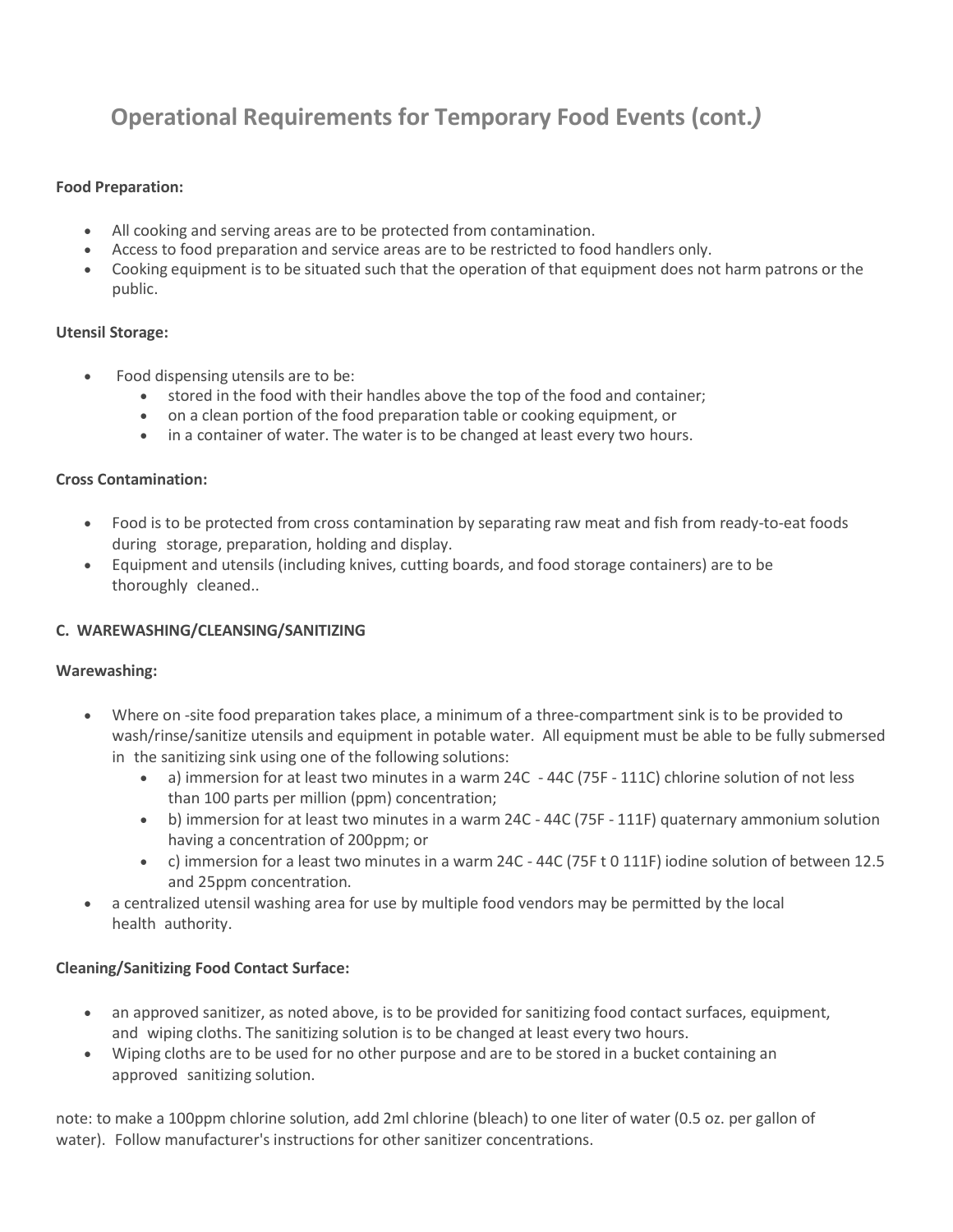# Operational Requirements for Temporary Food Events (cont.*)*

**Food Preparation:**

- All cooking and serving areas are to be protected from contamination.
- Access to food preparation and service areas are to be restricted to food handlers only.
- Cooking equipment is to be situated such that the operation of that equipment does not harm patrons or the public.

**Utensil Storage:**

- Food dispensing utensils are to be:
  - stored in the food with their handles above the top of the food and container;
  - on a clean portion of the food preparation table or cooking equipment, or
  - in a container of water. The water is to be changed at least every two hours.

**Cross Contamination:**

- Food is to be protected from cross contamination by separating raw meat and fish from ready-to-eat foods during storage, preparation, holding and display.
- Equipment and utensils (including knives, cutting boards, and food storage containers) are to be thoroughly cleaned..

**C. WAREWASHING/CLEANSING/SANITIZING**

**Warewashing:**

- Where on -site food preparation takes place, a minimum of a three-compartment sink is to be provided to wash/rinse/sanitize utensils and equipment in potable water. All equipment must be able to be fully submersed in the sanitizing sink using one of the following solutions:
  - a) immersion for at least two minutes in a warm 24C - 44C (75F - 111C) chlorine solution of not less than 100 parts per million (ppm) concentration;
  - b) immersion for at least two minutes in a warm 24C - 44C (75F - 111F) quaternary ammonium solution having a concentration of 200ppm; or
  - c) immersion for a least two minutes in a warm 24C - 44C (75F t 0 111F) iodine solution of between 12.5 and 25ppm concentration.
- a centralized utensil washing area for use by multiple food vendors may be permitted by the local health authority.

**Cleaning/Sanitizing Food Contact Surface:**

- an approved sanitizer, as noted above, is to be provided for sanitizing food contact surfaces, equipment, and wiping cloths. The sanitizing solution is to be changed at least every two hours.
- Wiping cloths are to be used for no other purpose and are to be stored in a bucket containing an approved sanitizing solution.

note: to make a 100ppm chlorine solution, add 2ml chlorine (bleach) to one liter of water (0.5 oz. per gallon of water). Follow manufacturer's instructions for other sanitizer concentrations.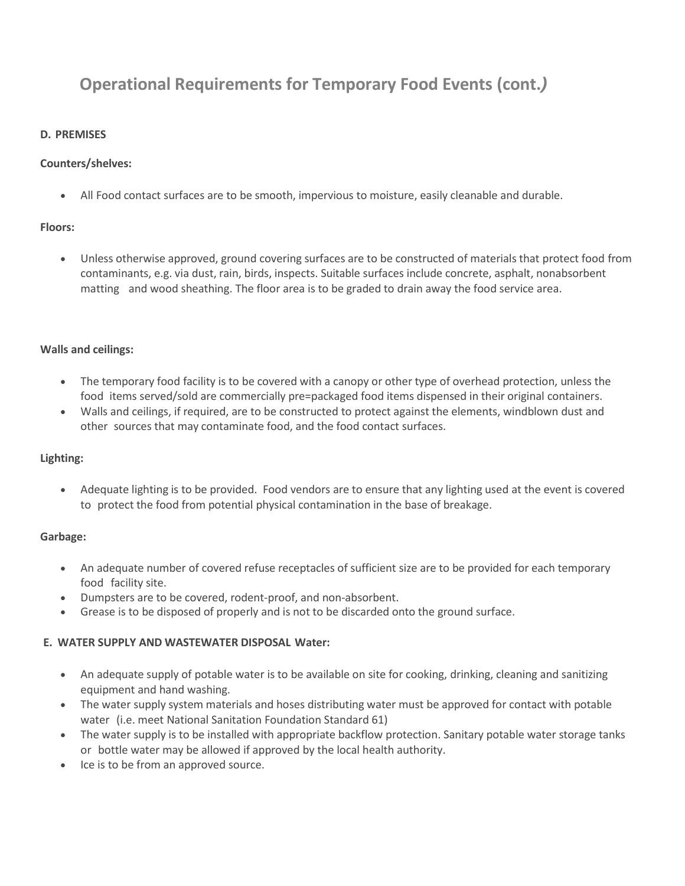# Operational Requirements for Temporary Food Events (cont.*)*

**D. PREMISES**

**Counters/shelves:**

- All Food contact surfaces are to be smooth, impervious to moisture, easily cleanable and durable.

**Floors:**

- Unless otherwise approved, ground covering surfaces are to be constructed of materials that protect food from contaminants, e.g. via dust, rain, birds, inspects. Suitable surfaces include concrete, asphalt, nonabsorbent matting and wood sheathing. The floor area is to be graded to drain away the food service area.

**Walls and ceilings:**

- The temporary food facility is to be covered with a canopy or other type of overhead protection, unless the food items served/sold are commercially pre=packaged food items dispensed in their original containers.
- Walls and ceilings, if required, are to be constructed to protect against the elements, windblown dust and other sources that may contaminate food, and the food contact surfaces.

**Lighting:**

- Adequate lighting is to be provided. Food vendors are to ensure that any lighting used at the event is covered to protect the food from potential physical contamination in the base of breakage.

**Garbage:**

- An adequate number of covered refuse receptacles of sufficient size are to be provided for each temporary food facility site.
- Dumpsters are to be covered, rodent-proof, and non-absorbent.
- Grease is to be disposed of properly and is not to be discarded onto the ground surface.

**E. WATER SUPPLY AND WASTEWATER DISPOSAL Water:**

- An adequate supply of potable water is to be available on site for cooking, drinking, cleaning and sanitizing equipment and hand washing.
- The water supply system materials and hoses distributing water must be approved for contact with potable water (i.e. meet National Sanitation Foundation Standard 61)
- The water supply is to be installed with appropriate backflow protection. Sanitary potable water storage tanks or bottle water may be allowed if approved by the local health authority.
- Ice is to be from an approved source.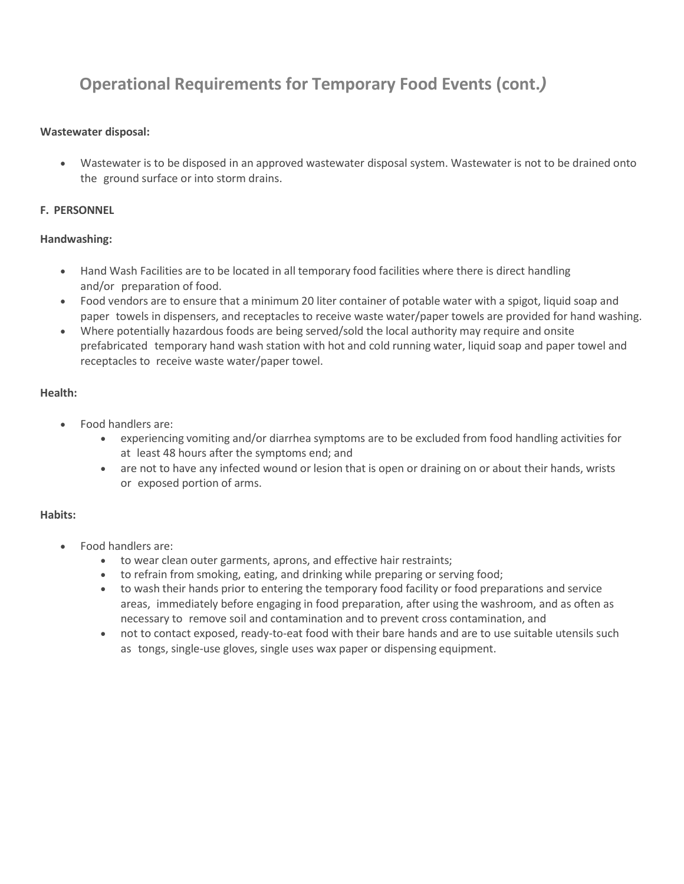# Operational Requirements for Temporary Food Events (cont.)

**Wastewater disposal:**

- Wastewater is to be disposed in an approved wastewater disposal system. Wastewater is not to be drained onto the ground surface or into storm drains.

**F. PERSONNEL**

**Handwashing:**

- Hand Wash Facilities are to be located in all temporary food facilities where there is direct handling and/or preparation of food.
- Food vendors are to ensure that a minimum 20 liter container of potable water with a spigot, liquid soap and paper towels in dispensers, and receptacles to receive waste water/paper towels are provided for hand washing.
- Where potentially hazardous foods are being served/sold the local authority may require and onsite prefabricated temporary hand wash station with hot and cold running water, liquid soap and paper towel and receptacles to receive waste water/paper towel.

**Health:**

- Food handlers are:
  - experiencing vomiting and/or diarrhea symptoms are to be excluded from food handling activities for at least 48 hours after the symptoms end; and
  - are not to have any infected wound or lesion that is open or draining on or about their hands, wrists or exposed portion of arms.

**Habits:**

- Food handlers are:
  - to wear clean outer garments, aprons, and effective hair restraints;
  - to refrain from smoking, eating, and drinking while preparing or serving food;
  - to wash their hands prior to entering the temporary food facility or food preparations and service areas, immediately before engaging in food preparation, after using the washroom, and as often as necessary to remove soil and contamination and to prevent cross contamination, and
  - not to contact exposed, ready-to-eat food with their bare hands and are to use suitable utensils such as tongs, single-use gloves, single uses wax paper or dispensing equipment.